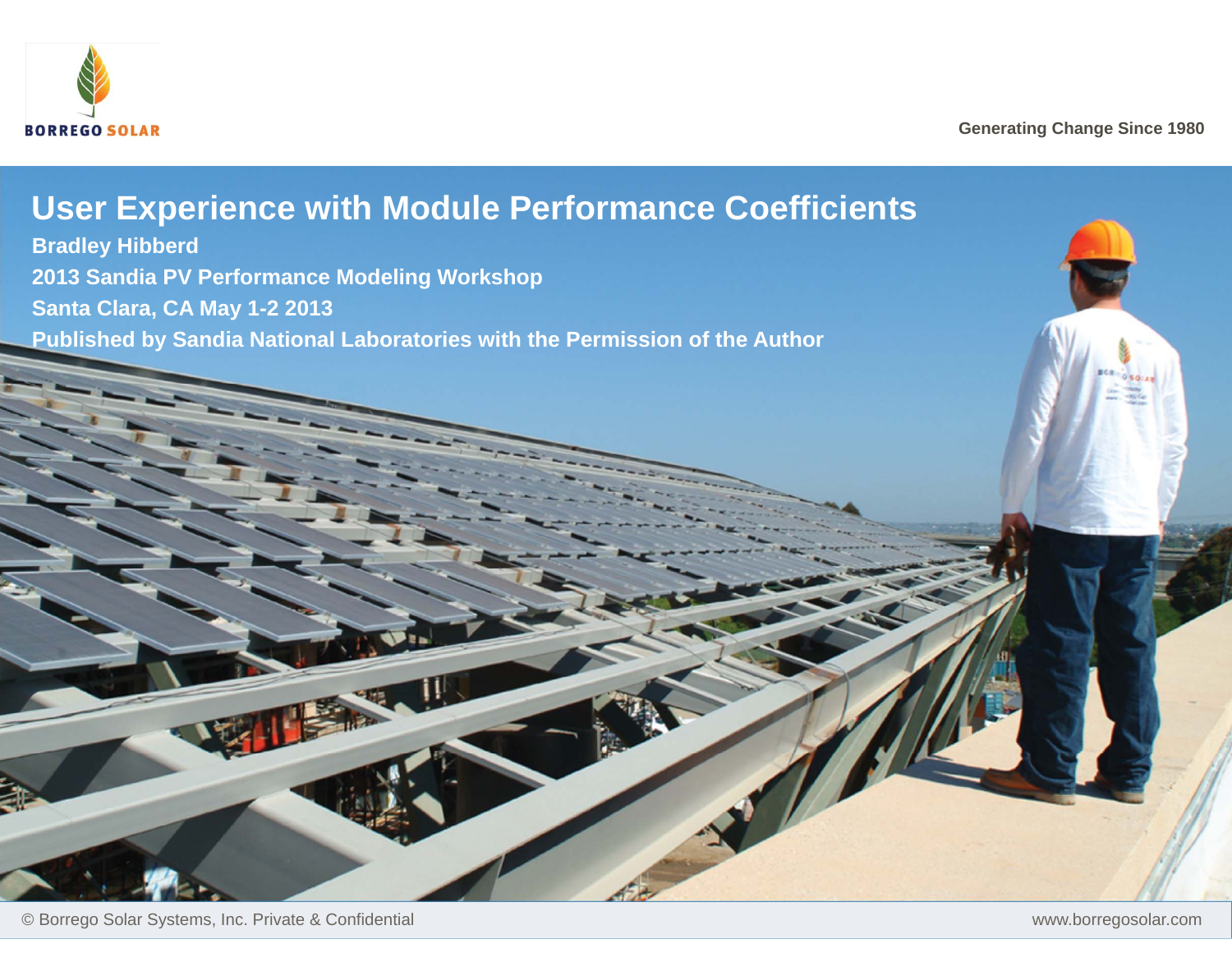BORREGO SOLAR

Generating Change Since 1980

# User Experience with Module Performance Coefficients

**Bradley Hibberd**

**2013 Sandia PV Performance Modeling Workshop**

**Santa Clara, CA May 1-2 2013**

**Published by Sandia National Laboratories with the Permission of the Author**

© Borrego Solar Systems, Inc. Private & Confidential

www.borregosolar.com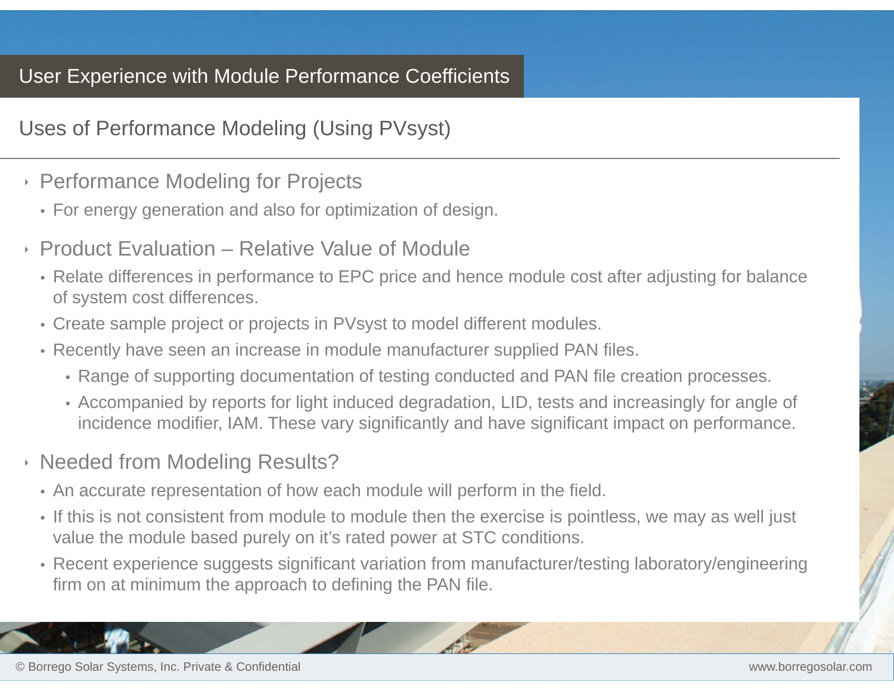# User Experience with Module Performance Coefficients

## Uses of Performance Modeling (Using PVsyst)

- Performance Modeling for Projects
  - For energy generation and also for optimization of design.
- Product Evaluation – Relative Value of Module
  - Relate differences in performance to EPC price and hence module cost after adjusting for balance of system cost differences.
  - Create sample project or projects in PVsyst to model different modules.
  - Recently have seen an increase in module manufacturer supplied PAN files.
    - Range of supporting documentation of testing conducted and PAN file creation processes.
    - Accompanied by reports for light induced degradation, LID, tests and increasingly for angle of incidence modifier, IAM. These vary significantly and have significant impact on performance.
- Needed from Modeling Results?
  - An accurate representation of how each module will perform in the field.
  - If this is not consistent from module to module then the exercise is pointless, we may as well just value the module based purely on it's rated power at STC conditions.
  - Recent experience suggests significant variation from manufacturer/testing laboratory/engineering firm on at minimum the approach to defining the PAN file.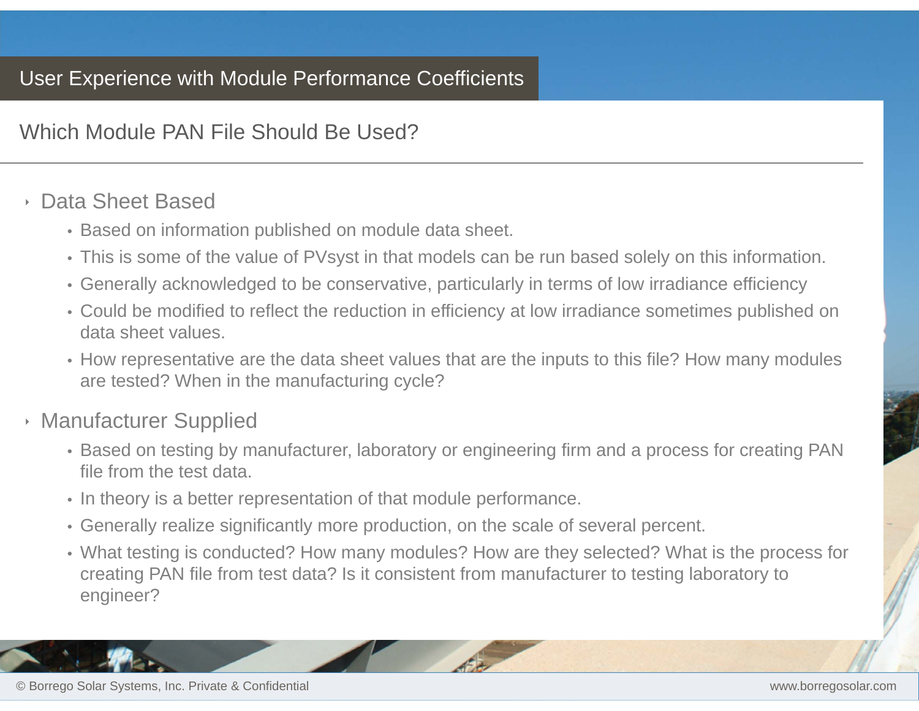# User Experience with Module Performance Coefficients

## Which Module PAN File Should Be Used?

- Data Sheet Based
  - Based on information published on module data sheet.
  - This is some of the value of PVsyst in that models can be run based solely on this information.
  - Generally acknowledged to be conservative, particularly in terms of low irradiance efficiency
  - Could be modified to reflect the reduction in efficiency at low irradiance sometimes published on data sheet values.
  - How representative are the data sheet values that are the inputs to this file? How many modules are tested? When in the manufacturing cycle?
- Manufacturer Supplied
  - Based on testing by manufacturer, laboratory or engineering firm and a process for creating PAN file from the test data.
  - In theory is a better representation of that module performance.
  - Generally realize significantly more production, on the scale of several percent.
  - What testing is conducted? How many modules? How are they selected? What is the process for creating PAN file from test data? Is it consistent from manufacturer to testing laboratory to engineer?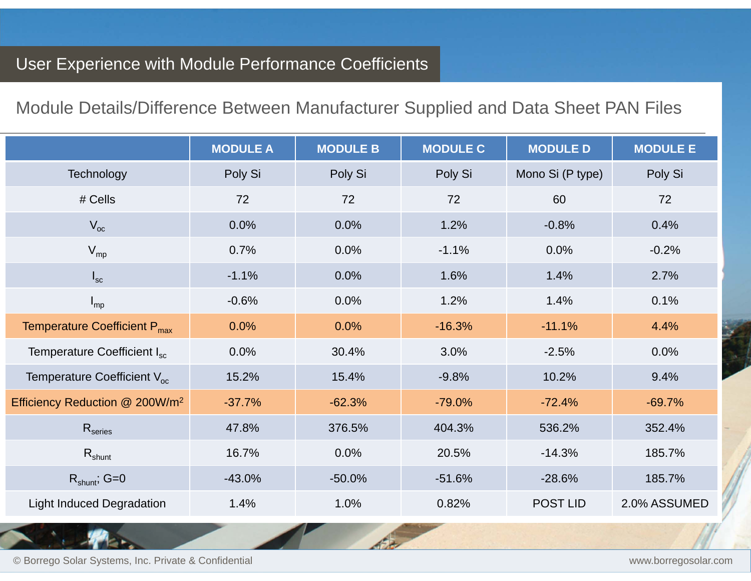# User Experience with Module Performance Coefficients

## Module Details/Difference Between Manufacturer Supplied and Data Sheet PAN Files

| | MODULE A | MODULE B | MODULE C | MODULE D | MODULE E |
|---|---|---|---|---|---|
| Technology | Poly Si | Poly Si | Poly Si | Mono Si (P type) | Poly Si |
| # Cells | 72 | 72 | 72 | 60 | 72 |
| $V_{oc}$ | 0.0% | 0.0% | 1.2% | -0.8% | 0.4% |
| $V_{mp}$ | 0.7% | 0.0% | -1.1% | 0.0% | -0.2% |
| $I_{sc}$ | -1.1% | 0.0% | 1.6% | 1.4% | 2.7% |
| $I_{mp}$ | -0.6% | 0.0% | 1.2% | 1.4% | 0.1% |
| Temperature Coefficient $P_{max}$ | 0.0% | 0.0% | -16.3% | -11.1% | 4.4% |
| Temperature Coefficient $I_{sc}$ | 0.0% | 30.4% | 3.0% | -2.5% | 0.0% |
| Temperature Coefficient $V_{oc}$ | 15.2% | 15.4% | -9.8% | 10.2% | 9.4% |
| Efficiency Reduction @ 200W/$m^2$ | -37.7% | -62.3% | -79.0% | -72.4% | -69.7% |
| $R_{series}$ | 47.8% | 376.5% | 404.3% | 536.2% | 352.4% |
| $R_{shunt}$ | 16.7% | 0.0% | 20.5% | -14.3% | 185.7% |
| $R_{shunt}$; G=0 | -43.0% | -50.0% | -51.6% | -28.6% | 185.7% |
| Light Induced Degradation | 1.4% | 1.0% | 0.82% | POST LID | 2.0% ASSUMED |

© Borrego Solar Systems, Inc. Private & Confidential

www.borregosolar.com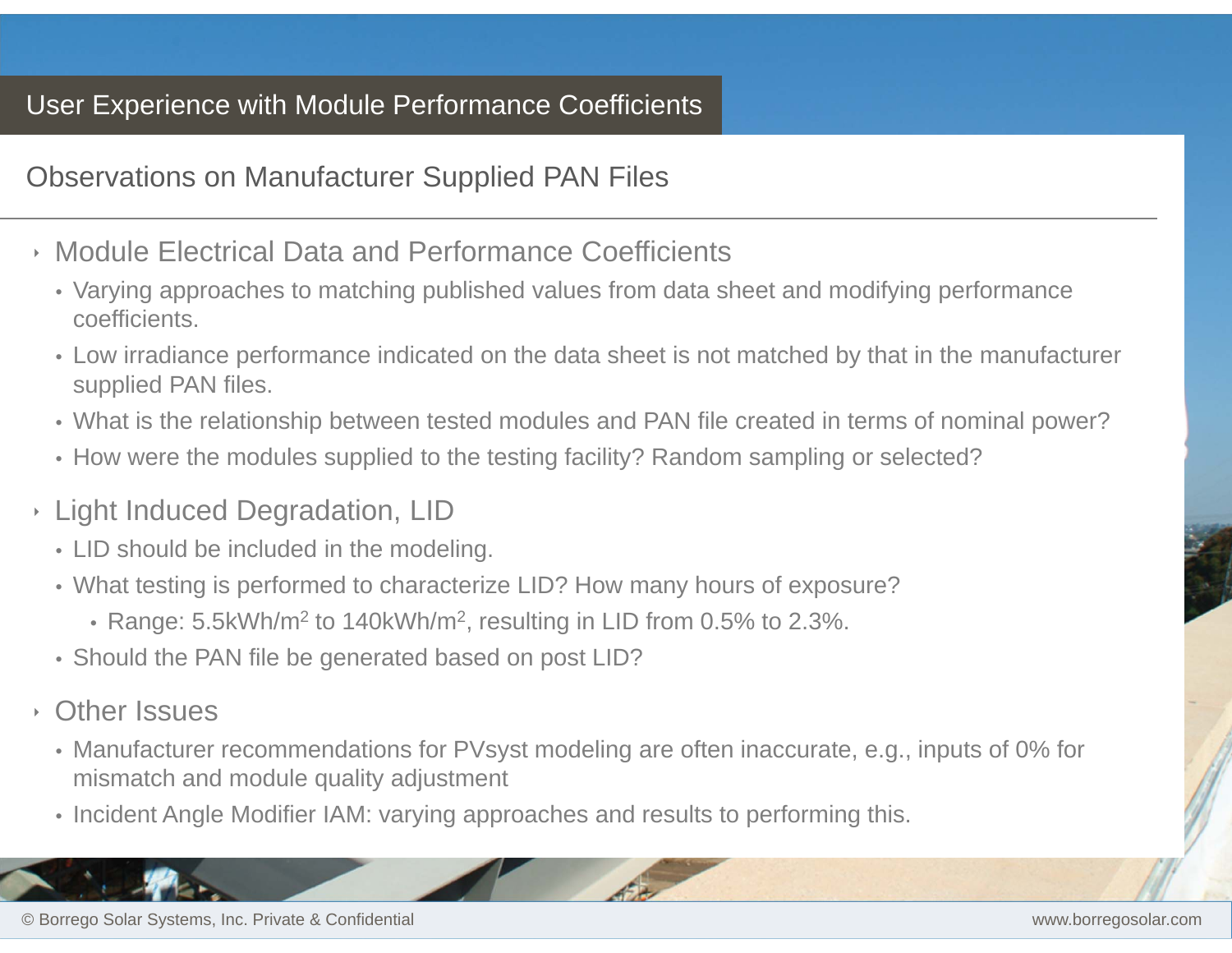# User Experience with Module Performance Coefficients

## Observations on Manufacturer Supplied PAN Files

- Module Electrical Data and Performance Coefficients
  - Varying approaches to matching published values from data sheet and modifying performance coefficients.
  - Low irradiance performance indicated on the data sheet is not matched by that in the manufacturer supplied PAN files.
  - What is the relationship between tested modules and PAN file created in terms of nominal power?
  - How were the modules supplied to the testing facility? Random sampling or selected?
- Light Induced Degradation, LID
  - LID should be included in the modeling.
  - What testing is performed to characterize LID? How many hours of exposure?
    - Range: 5.5kWh/m$^2$ to 140kWh/m$^2$, resulting in LID from 0.5% to 2.3%.
  - Should the PAN file be generated based on post LID?
- Other Issues
  - Manufacturer recommendations for PVsyst modeling are often inaccurate, e.g., inputs of 0% for mismatch and module quality adjustment
  - Incident Angle Modifier IAM: varying approaches and results to performing this.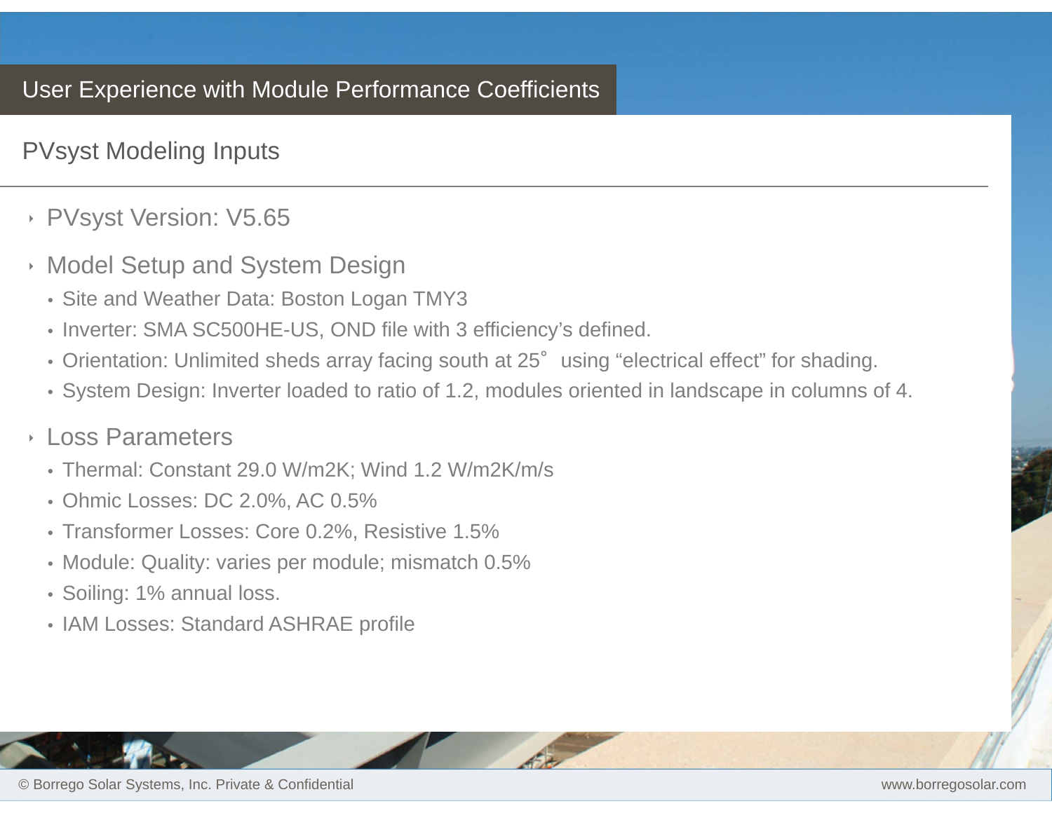# User Experience with Module Performance Coefficients

## PVsyst Modeling Inputs

- PVsyst Version: V5.65
- Model Setup and System Design
  - Site and Weather Data: Boston Logan TMY3
  - Inverter: SMA SC500HE-US, OND file with 3 efficiency's defined.
  - Orientation: Unlimited sheds array facing south at 25˚ using "electrical effect" for shading.
  - System Design: Inverter loaded to ratio of 1.2, modules oriented in landscape in columns of 4.
- Loss Parameters
  - Thermal: Constant 29.0 W/m2K; Wind 1.2 W/m2K/m/s
  - Ohmic Losses: DC 2.0%, AC 0.5%
  - Transformer Losses: Core 0.2%, Resistive 1.5%
  - Module: Quality: varies per module; mismatch 0.5%
  - Soiling: 1% annual loss.
  - IAM Losses: Standard ASHRAE profile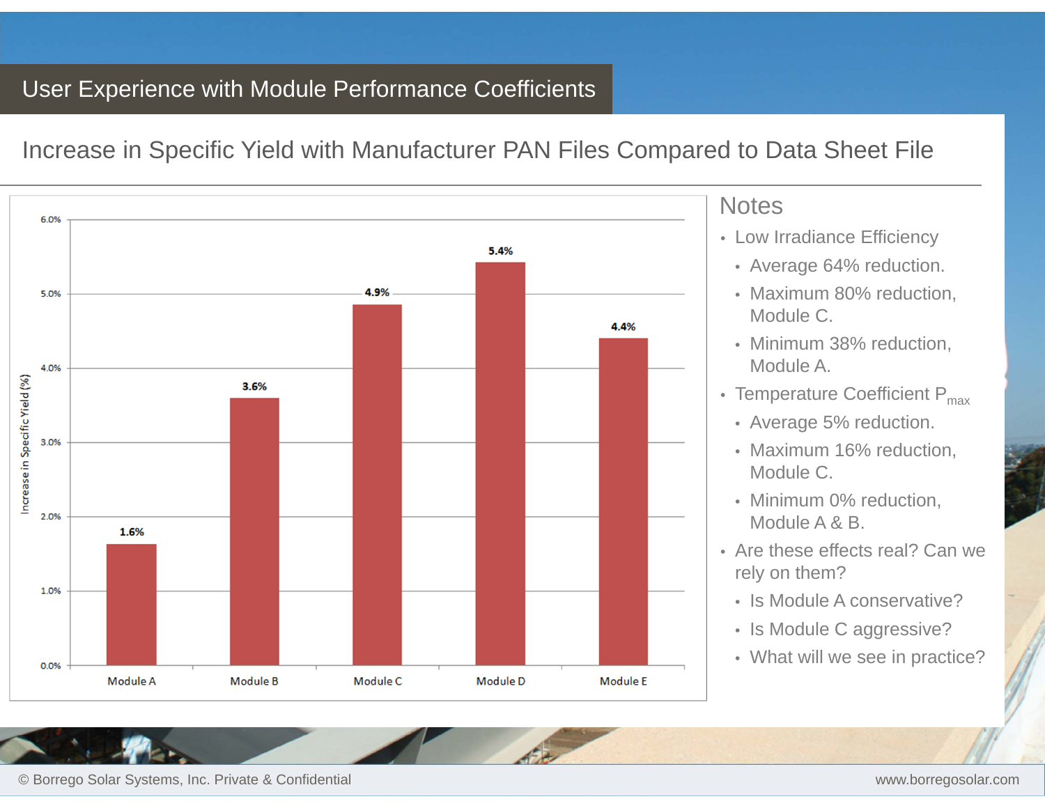# User Experience with Module Performance Coefficients

## Increase in Specific Yield with Manufacturer PAN Files Compared to Data Sheet File

| Module | Increase in Specific Yield (%) |
| --- | --- |
| Module A | 1.6% |
| Module B | 3.6% |
| Module C | 4.9% |
| Module D | 5.4% |
| Module E | 4.4% |

### Notes

- Low Irradiance Efficiency
  - Average 64% reduction.
  - Maximum 80% reduction, Module C.
  - Minimum 38% reduction, Module A.
- Temperature Coefficient $P_{max}$
  - Average 5% reduction.
  - Maximum 16% reduction, Module C.
  - Minimum 0% reduction, Module A & B.
- Are these effects real? Can we rely on them?
  - Is Module A conservative?
  - Is Module C aggressive?
  - What will we see in practice?

© Borrego Solar Systems, Inc. Private & Confidential

www.borregosolar.com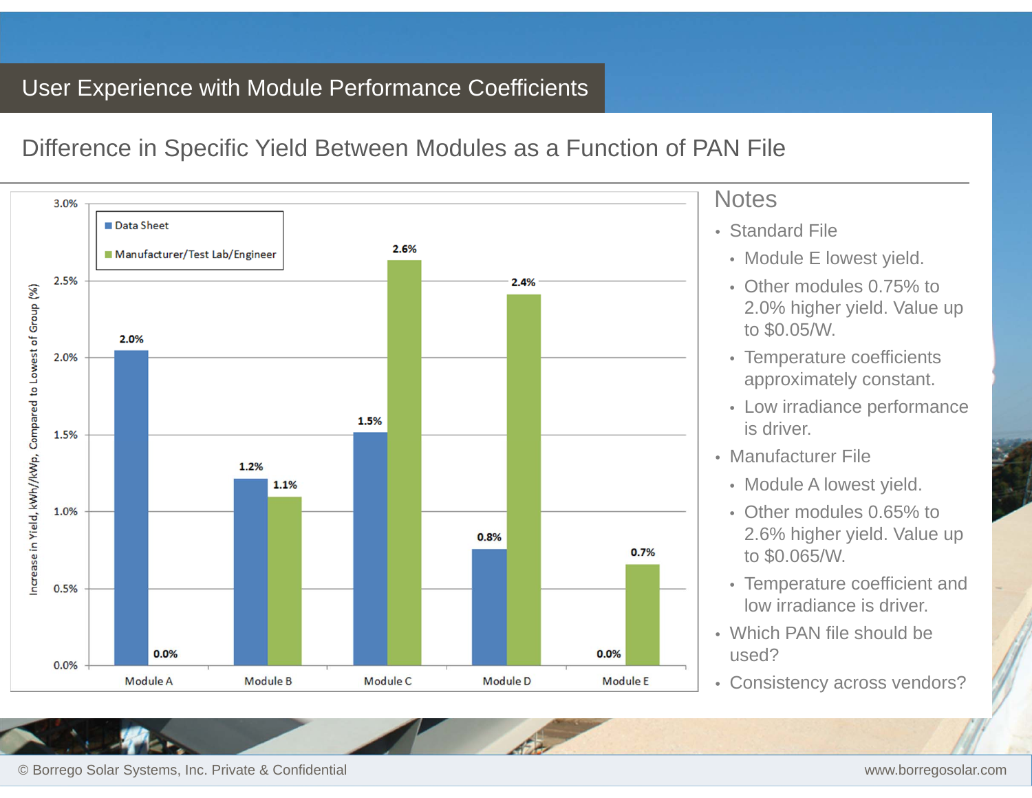# User Experience with Module Performance Coefficients

## Difference in Specific Yield Between Modules as a Function of PAN File

| | Data Sheet | Manufacturer/Test Lab/Engineer |
|---|---|---|
| Module A | 2.0% | 0.0% |
| Module B | 1.2% | 1.1% |
| Module C | 1.5% | 2.6% |
| Module D | 0.8% | 2.4% |
| Module E | 0.0% | 0.7% |

Increase in Yield, kWh/kWp, Compared to Lowest of Group (%)

### Notes

- Standard File
  - Module E lowest yield.
  - Other modules 0.75% to 2.0% higher yield. Value up to $0.05/W.
  - Temperature coefficients approximately constant.
  - Low irradiance performance is driver.
- Manufacturer File
  - Module A lowest yield.
  - Other modules 0.65% to 2.6% higher yield. Value up to $0.065/W.
  - Temperature coefficient and low irradiance is driver.
- Which PAN file should be used?
- Consistency across vendors?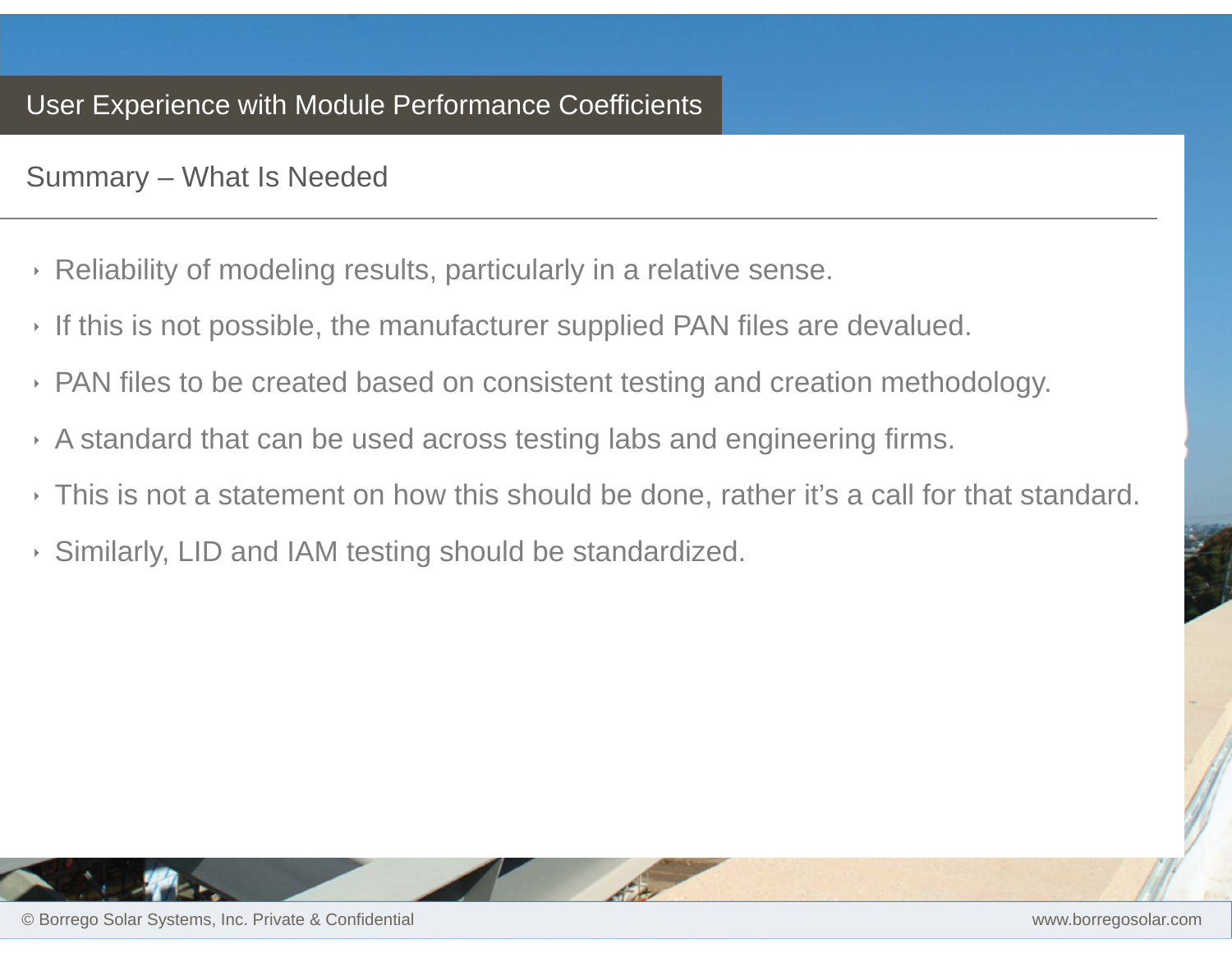# User Experience with Module Performance Coefficients

## Summary – What Is Needed

- Reliability of modeling results, particularly in a relative sense.
- If this is not possible, the manufacturer supplied PAN files are devalued.
- PAN files to be created based on consistent testing and creation methodology.
- A standard that can be used across testing labs and engineering firms.
- This is not a statement on how this should be done, rather it's a call for that standard.
- Similarly, LID and IAM testing should be standardized.